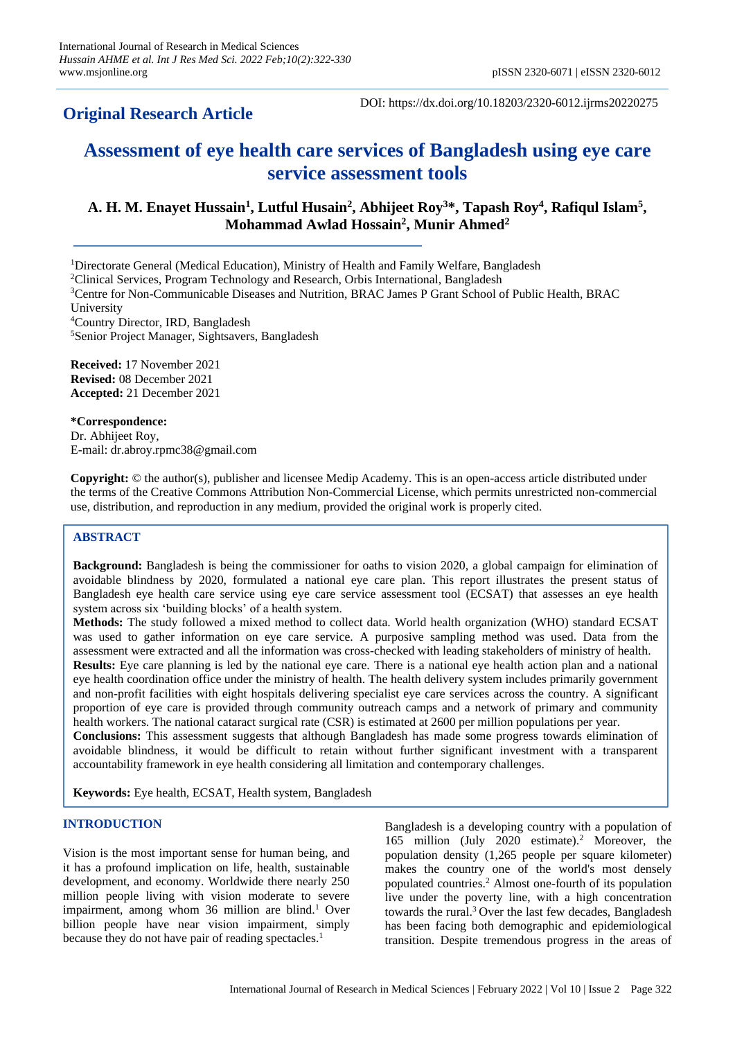**Original Research Article**

DOI: https://dx.doi.org/10.18203/2320-6012.ijrms20220275

# Assessment of eye health care services of Bangladesh using eye care service assessment tools

**A. H. M. Enayet Hussain[1], Lutful Husain[2], Abhijeet Roy[3]*, Tapash Roy[4], Rafiqul Islam[5], Mohammad Awlad Hossain[2], Munir Ahmed[2]**

[1]Directorate General (Medical Education), Ministry of Health and Family Welfare, Bangladesh
[2]Clinical Services, Program Technology and Research, Orbis International, Bangladesh
[3]Centre for Non-Communicable Diseases and Nutrition, BRAC James P Grant School of Public Health, BRAC University
[4]Country Director, IRD, Bangladesh
[5]Senior Project Manager, Sightsavers, Bangladesh

**Received:** 17 November 2021
**Revised:** 08 December 2021
**Accepted:** 21 December 2021

**\*Correspondence:**
Dr. Abhijeet Roy,
E-mail: dr.abroy.rpmc38@gmail.com

**Copyright:** © the author(s), publisher and licensee Medip Academy. This is an open-access article distributed under the terms of the Creative Commons Attribution Non-Commercial License, which permits unrestricted non-commercial use, distribution, and reproduction in any medium, provided the original work is properly cited.

## ABSTRACT

**Background:** Bangladesh is being the commissioner for oaths to vision 2020, a global campaign for elimination of avoidable blindness by 2020, formulated a national eye care plan. This report illustrates the present status of Bangladesh eye health care service using eye care service assessment tool (ECSAT) that assesses an eye health system across six 'building blocks' of a health system.

**Methods:** The study followed a mixed method to collect data. World health organization (WHO) standard ECSAT was used to gather information on eye care service. A purposive sampling method was used. Data from the assessment were extracted and all the information was cross-checked with leading stakeholders of ministry of health.

**Results:** Eye care planning is led by the national eye care. There is a national eye health action plan and a national eye health coordination office under the ministry of health. The health delivery system includes primarily government and non-profit facilities with eight hospitals delivering specialist eye care services across the country. A significant proportion of eye care is provided through community outreach camps and a network of primary and community health workers. The national cataract surgical rate (CSR) is estimated at 2600 per million populations per year.

**Conclusions:** This assessment suggests that although Bangladesh has made some progress towards elimination of avoidable blindness, it would be difficult to retain without further significant investment with a transparent accountability framework in eye health considering all limitation and contemporary challenges.

**Keywords:** Eye health, ECSAT, Health system, Bangladesh

## INTRODUCTION

Vision is the most important sense for human being, and it has a profound implication on life, health, sustainable development, and economy. Worldwide there nearly 250 million people living with vision moderate to severe impairment, among whom 36 million are blind.[1] Over billion people have near vision impairment, simply because they do not have pair of reading spectacles.[1]

Bangladesh is a developing country with a population of 165 million (July 2020 estimate).[2] Moreover, the population density (1,265 people per square kilometer) makes the country one of the world's most densely populated countries.[2] Almost one-fourth of its population live under the poverty line, with a high concentration towards the rural.[3] Over the last few decades, Bangladesh has been facing both demographic and epidemiological transition. Despite tremendous progress in the areas of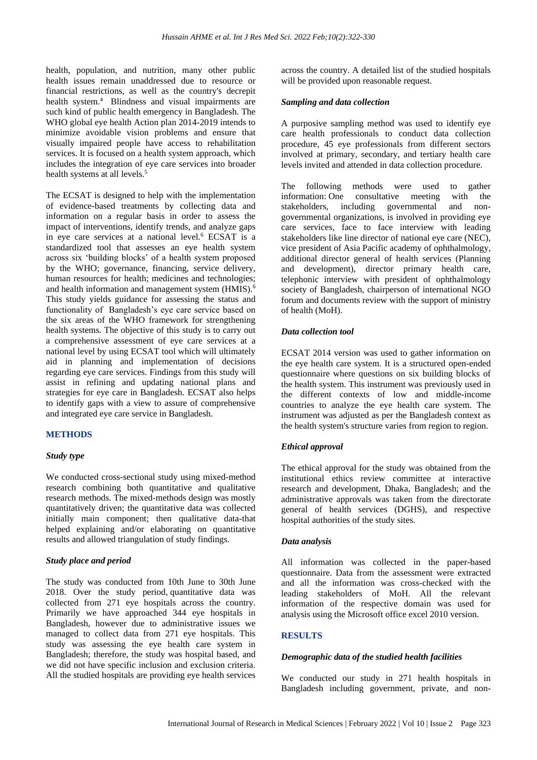health, population, and nutrition, many other public health issues remain unaddressed due to resource or financial restrictions, as well as the country's decrepit health system.[4] Blindness and visual impairments are such kind of public health emergency in Bangladesh. The WHO global eye health Action plan 2014-2019 intends to minimize avoidable vision problems and ensure that visually impaired people have access to rehabilitation services. It is focused on a health system approach, which includes the integration of eye care services into broader health systems at all levels.[5]

The ECSAT is designed to help with the implementation of evidence-based treatments by collecting data and information on a regular basis in order to assess the impact of interventions, identify trends, and analyze gaps in eye care services at a national level.[6] ECSAT is a standardized tool that assesses an eye health system across six 'building blocks' of a health system proposed by the WHO; governance, financing, service delivery, human resources for health; medicines and technologies; and health information and management system (HMIS).[6] This study yields guidance for assessing the status and functionality of Bangladesh's eye care service based on the six areas of the WHO framework for strengthening health systems. The objective of this study is to carry out a comprehensive assessment of eye care services at a national level by using ECSAT tool which will ultimately aid in planning and implementation of decisions regarding eye care services. Findings from this study will assist in refining and updating national plans and strategies for eye care in Bangladesh. ECSAT also helps to identify gaps with a view to assure of comprehensive and integrated eye care service in Bangladesh.

## METHODS

### *Study type*

We conducted cross-sectional study using mixed-method research combining both quantitative and qualitative research methods. The mixed-methods design was mostly quantitatively driven; the quantitative data was collected initially main component; then qualitative data-that helped explaining and/or elaborating on quantitative results and allowed triangulation of study findings.

### *Study place and period*

The study was conducted from 10th June to 30th June 2018. Over the study period, quantitative data was collected from 271 eye hospitals across the country. Primarily we have approached 344 eye hospitals in Bangladesh, however due to administrative issues we managed to collect data from 271 eye hospitals. This study was assessing the eye health care system in Bangladesh; therefore, the study was hospital based, and we did not have specific inclusion and exclusion criteria. All the studied hospitals are providing eye health services across the country. A detailed list of the studied hospitals will be provided upon reasonable request.

### *Sampling and data collection*

A purposive sampling method was used to identify eye care health professionals to conduct data collection procedure, 45 eye professionals from different sectors involved at primary, secondary, and tertiary health care levels invited and attended in data collection procedure.

The following methods were used to gather information: One consultative meeting with the stakeholders, including governmental and non-governmental organizations, is involved in providing eye care services, face to face interview with leading stakeholders like line director of national eye care (NEC), vice president of Asia Pacific academy of ophthalmology, additional director general of health services (Planning and development), director primary health care, telephonic interview with president of ophthalmology society of Bangladesh, chairperson of international NGO forum and documents review with the support of ministry of health (MoH).

### *Data collection tool*

ECSAT 2014 version was used to gather information on the eye health care system. It is a structured open-ended questionnaire where questions on six building blocks of the health system. This instrument was previously used in the different contexts of low and middle-income countries to analyze the eye health care system. The instrument was adjusted as per the Bangladesh context as the health system's structure varies from region to region.

### *Ethical approval*

The ethical approval for the study was obtained from the institutional ethics review committee at interactive research and development, Dhaka, Bangladesh; and the administrative approvals was taken from the directorate general of health services (DGHS), and respective hospital authorities of the study sites.

### *Data analysis*

All information was collected in the paper-based questionnaire. Data from the assessment were extracted and all the information was cross-checked with the leading stakeholders of MoH. All the relevant information of the respective domain was used for analysis using the Microsoft office excel 2010 version.

## RESULTS

### *Demographic data of the studied health facilities*

We conducted our study in 271 health hospitals in Bangladesh including government, private, and non-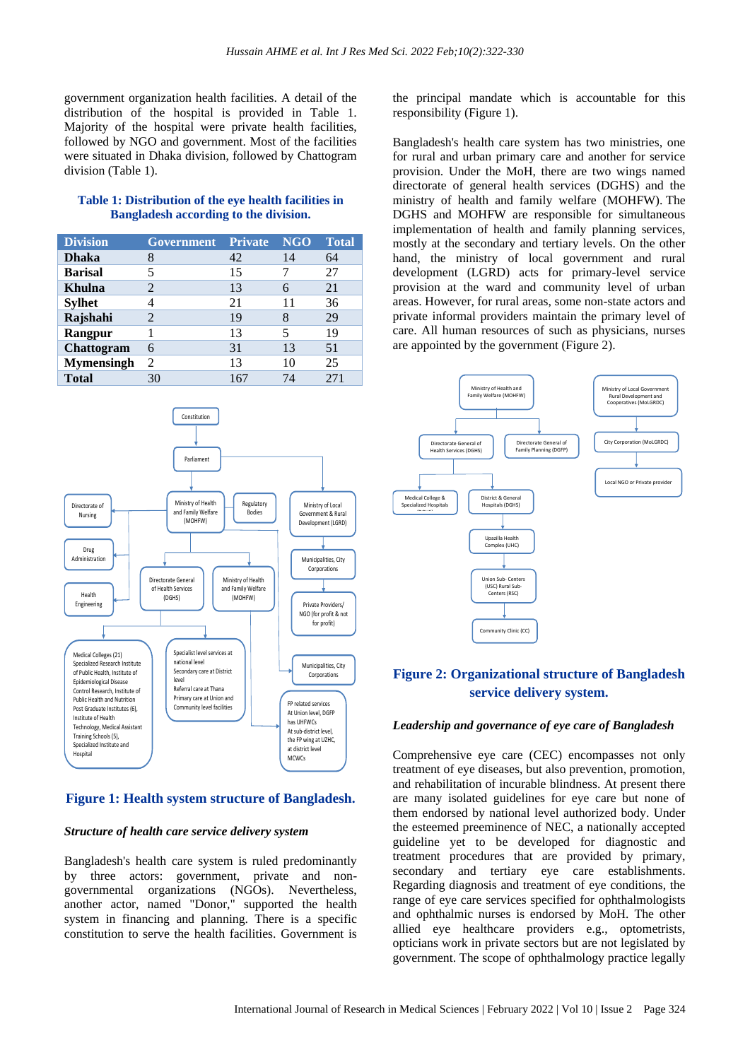government organization health facilities. A detail of the distribution of the hospital is provided in Table 1. Majority of the hospital were private health facilities, followed by NGO and government. Most of the facilities were situated in Dhaka division, followed by Chattogram division (Table 1).

**Table 1: Distribution of the eye health facilities in Bangladesh according to the division.**

| Division | Government | Private | NGO | Total |
|---|---|---|---|---|
| **Dhaka** | 8 | 42 | 14 | 64 |
| **Barisal** | 5 | 15 | 7 | 27 |
| **Khulna** | 2 | 13 | 6 | 21 |
| **Sylhet** | 4 | 21 | 11 | 36 |
| **Rajshahi** | 2 | 19 | 8 | 29 |
| **Rangpur** | 1 | 13 | 5 | 19 |
| **Chattogram** | 6 | 31 | 13 | 51 |
| **Mymensingh** | 2 | 13 | 10 | 25 |
| **Total** | 30 | 167 | 74 | 271 |

**Figure 1: Health system structure of Bangladesh.**

***Structure of health care service delivery system***

Bangladesh's health care system is ruled predominantly by three actors: government, private and non-governmental organizations (NGOs). Nevertheless, another actor, named "Donor," supported the health system in financing and planning. There is a specific constitution to serve the health facilities. Government is the principal mandate which is accountable for this responsibility (Figure 1).

Bangladesh's health care system has two ministries, one for rural and urban primary care and another for service provision. Under the MoH, there are two wings named directorate of general health services (DGHS) and the ministry of health and family welfare (MOHFW). The DGHS and MOHFW are responsible for simultaneous implementation of health and family planning services, mostly at the secondary and tertiary levels. On the other hand, the ministry of local government and rural development (LGRD) acts for primary-level service provision at the ward and community level of urban areas. However, for rural areas, some non-state actors and private informal providers maintain the primary level of care. All human resources of such as physicians, nurses are appointed by the government (Figure 2).

**Figure 2: Organizational structure of Bangladesh service delivery system.**

***Leadership and governance of eye care of Bangladesh***

Comprehensive eye care (CEC) encompasses not only treatment of eye diseases, but also prevention, promotion, and rehabilitation of incurable blindness. At present there are many isolated guidelines for eye care but none of them endorsed by national level authorized body. Under the esteemed preeminence of NEC, a nationally accepted guideline yet to be developed for diagnostic and treatment procedures that are provided by primary, secondary and tertiary eye care establishments. Regarding diagnosis and treatment of eye conditions, the range of eye care services specified for ophthalmologists and ophthalmic nurses is endorsed by MoH. The other allied eye healthcare providers e.g., optometrists, opticians work in private sectors but are not legislated by government. The scope of ophthalmology practice legally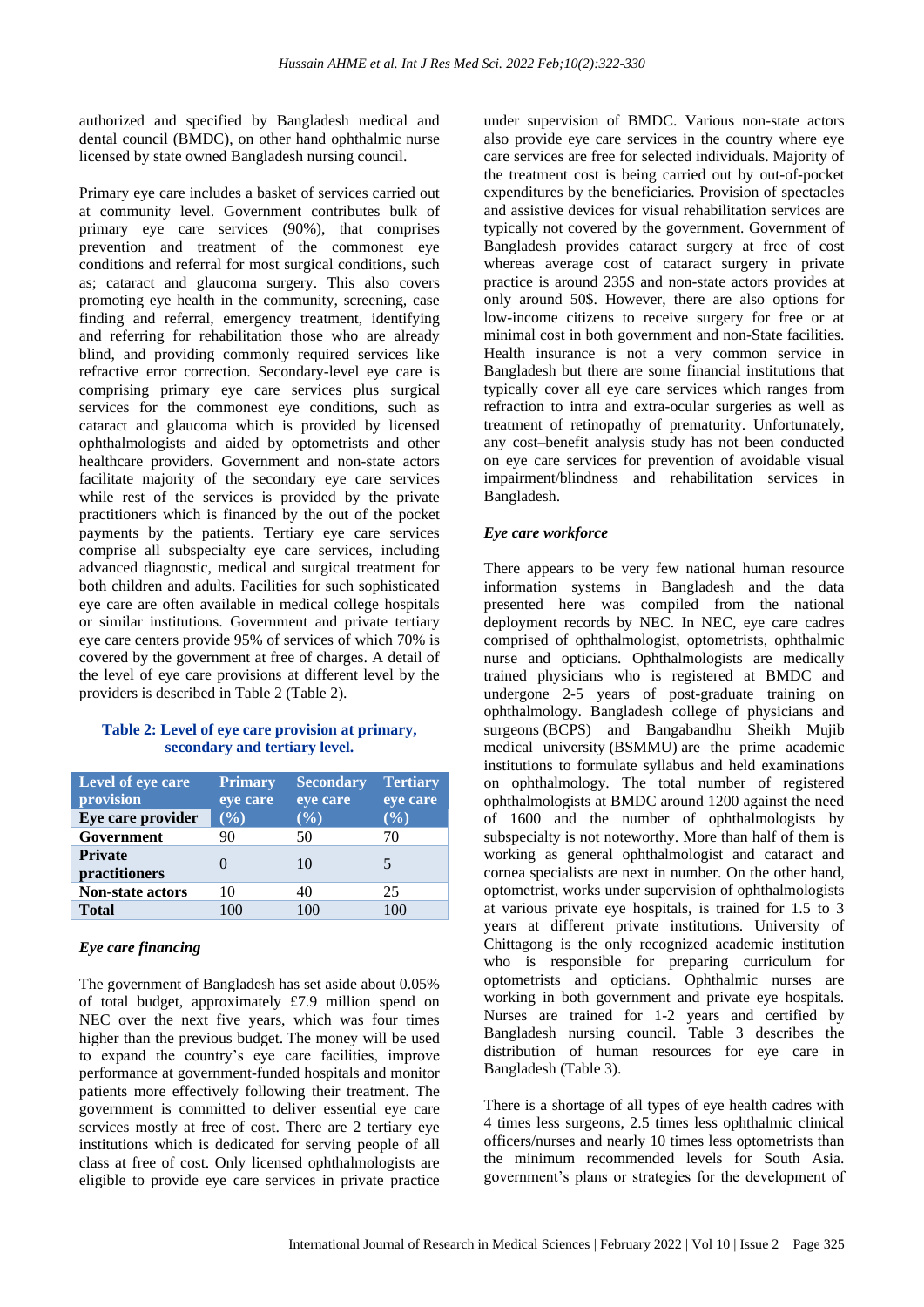authorized and specified by Bangladesh medical and dental council (BMDC), on other hand ophthalmic nurse licensed by state owned Bangladesh nursing council.

Primary eye care includes a basket of services carried out at community level. Government contributes bulk of primary eye care services (90%), that comprises prevention and treatment of the commonest eye conditions and referral for most surgical conditions, such as; cataract and glaucoma surgery. This also covers promoting eye health in the community, screening, case finding and referral, emergency treatment, identifying and referring for rehabilitation those who are already blind, and providing commonly required services like refractive error correction. Secondary-level eye care is comprising primary eye care services plus surgical services for the commonest eye conditions, such as cataract and glaucoma which is provided by licensed ophthalmologists and aided by optometrists and other healthcare providers. Government and non-state actors facilitate majority of the secondary eye care services while rest of the services is provided by the private practitioners which is financed by the out of the pocket payments by the patients. Tertiary eye care services comprise all subspecialty eye care services, including advanced diagnostic, medical and surgical treatment for both children and adults. Facilities for such sophisticated eye care are often available in medical college hospitals or similar institutions. Government and private tertiary eye care centers provide 95% of services of which 70% is covered by the government at free of charges. A detail of the level of eye care provisions at different level by the providers is described in Table 2 (Table 2).

**Table 2: Level of eye care provision at primary, secondary and tertiary level.**

| Level of eye care provision / Eye care provider | Primary eye care (%) | Secondary eye care (%) | Tertiary eye care (%) |
|---|---|---|---|
| **Government** | 90 | 50 | 70 |
| **Private practitioners** | 0 | 10 | 5 |
| **Non-state actors** | 10 | 40 | 25 |
| **Total** | 100 | 100 | 100 |

### *Eye care financing*

The government of Bangladesh has set aside about 0.05% of total budget, approximately £7.9 million spend on NEC over the next five years, which was four times higher than the previous budget. The money will be used to expand the country's eye care facilities, improve performance at government-funded hospitals and monitor patients more effectively following their treatment. The government is committed to deliver essential eye care services mostly at free of cost. There are 2 tertiary eye institutions which is dedicated for serving people of all class at free of cost. Only licensed ophthalmologists are eligible to provide eye care services in private practice under supervision of BMDC. Various non-state actors also provide eye care services in the country where eye care services are free for selected individuals. Majority of the treatment cost is being carried out by out-of-pocket expenditures by the beneficiaries. Provision of spectacles and assistive devices for visual rehabilitation services are typically not covered by the government. Government of Bangladesh provides cataract surgery at free of cost whereas average cost of cataract surgery in private practice is around 235$ and non-state actors provides at only around 50$. However, there are also options for low-income citizens to receive surgery for free or at minimal cost in both government and non-State facilities. Health insurance is not a very common service in Bangladesh but there are some financial institutions that typically cover all eye care services which ranges from refraction to intra and extra-ocular surgeries as well as treatment of retinopathy of prematurity. Unfortunately, any cost–benefit analysis study has not been conducted on eye care services for prevention of avoidable visual impairment/blindness and rehabilitation services in Bangladesh.

### *Eye care workforce*

There appears to be very few national human resource information systems in Bangladesh and the data presented here was compiled from the national deployment records by NEC. In NEC, eye care cadres comprised of ophthalmologist, optometrists, ophthalmic nurse and opticians. Ophthalmologists are medically trained physicians who is registered at BMDC and undergone 2-5 years of post-graduate training on ophthalmology. Bangladesh college of physicians and surgeons (BCPS) and Bangabandhu Sheikh Mujib medical university (BSMMU) are the prime academic institutions to formulate syllabus and held examinations on ophthalmology. The total number of registered ophthalmologists at BMDC around 1200 against the need of 1600 and the number of ophthalmologists by subspecialty is not noteworthy. More than half of them is working as general ophthalmologist and cataract and cornea specialists are next in number. On the other hand, optometrist, works under supervision of ophthalmologists at various private eye hospitals, is trained for 1.5 to 3 years at different private institutions. University of Chittagong is the only recognized academic institution who is responsible for preparing curriculum for optometrists and opticians. Ophthalmic nurses are working in both government and private eye hospitals. Nurses are trained for 1-2 years and certified by Bangladesh nursing council. Table 3 describes the distribution of human resources for eye care in Bangladesh (Table 3).

There is a shortage of all types of eye health cadres with 4 times less surgeons, 2.5 times less ophthalmic clinical officers/nurses and nearly 10 times less optometrists than the minimum recommended levels for South Asia. government's plans or strategies for the development of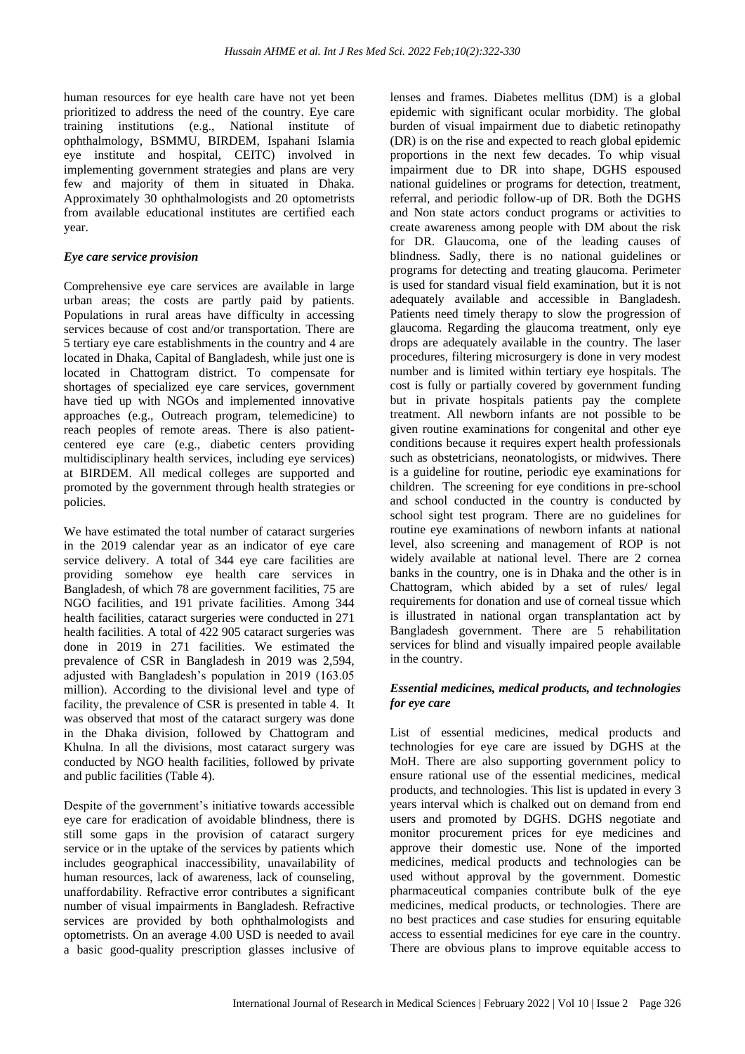human resources for eye health care have not yet been prioritized to address the need of the country. Eye care training institutions (e.g., National institute of ophthalmology, BSMMU, BIRDEM, Ispahani Islamia eye institute and hospital, CEITC) involved in implementing government strategies and plans are very few and majority of them in situated in Dhaka. Approximately 30 ophthalmologists and 20 optometrists from available educational institutes are certified each year.

### *Eye care service provision*

Comprehensive eye care services are available in large urban areas; the costs are partly paid by patients. Populations in rural areas have difficulty in accessing services because of cost and/or transportation. There are 5 tertiary eye care establishments in the country and 4 are located in Dhaka, Capital of Bangladesh, while just one is located in Chattogram district. To compensate for shortages of specialized eye care services, government have tied up with NGOs and implemented innovative approaches (e.g., Outreach program, telemedicine) to reach peoples of remote areas. There is also patient-centered eye care (e.g., diabetic centers providing multidisciplinary health services, including eye services) at BIRDEM. All medical colleges are supported and promoted by the government through health strategies or policies.

We have estimated the total number of cataract surgeries in the 2019 calendar year as an indicator of eye care service delivery. A total of 344 eye care facilities are providing somehow eye health care services in Bangladesh, of which 78 are government facilities, 75 are NGO facilities, and 191 private facilities. Among 344 health facilities, cataract surgeries were conducted in 271 health facilities. A total of 422 905 cataract surgeries was done in 2019 in 271 facilities. We estimated the prevalence of CSR in Bangladesh in 2019 was 2,594, adjusted with Bangladesh's population in 2019 (163.05 million). According to the divisional level and type of facility, the prevalence of CSR is presented in table 4. It was observed that most of the cataract surgery was done in the Dhaka division, followed by Chattogram and Khulna. In all the divisions, most cataract surgery was conducted by NGO health facilities, followed by private and public facilities (Table 4).

Despite of the government's initiative towards accessible eye care for eradication of avoidable blindness, there is still some gaps in the provision of cataract surgery service or in the uptake of the services by patients which includes geographical inaccessibility, unavailability of human resources, lack of awareness, lack of counseling, unaffordability. Refractive error contributes a significant number of visual impairments in Bangladesh. Refractive services are provided by both ophthalmologists and optometrists. On an average 4.00 USD is needed to avail a basic good-quality prescription glasses inclusive of lenses and frames. Diabetes mellitus (DM) is a global epidemic with significant ocular morbidity. The global burden of visual impairment due to diabetic retinopathy (DR) is on the rise and expected to reach global epidemic proportions in the next few decades. To whip visual impairment due to DR into shape, DGHS espoused national guidelines or programs for detection, treatment, referral, and periodic follow-up of DR. Both the DGHS and Non state actors conduct programs or activities to create awareness among people with DM about the risk for DR. Glaucoma, one of the leading causes of blindness. Sadly, there is no national guidelines or programs for detecting and treating glaucoma. Perimeter is used for standard visual field examination, but it is not adequately available and accessible in Bangladesh. Patients need timely therapy to slow the progression of glaucoma. Regarding the glaucoma treatment, only eye drops are adequately available in the country. The laser procedures, filtering microsurgery is done in very modest number and is limited within tertiary eye hospitals. The cost is fully or partially covered by government funding but in private hospitals patients pay the complete treatment. All newborn infants are not possible to be given routine examinations for congenital and other eye conditions because it requires expert health professionals such as obstetricians, neonatologists, or midwives. There is a guideline for routine, periodic eye examinations for children. The screening for eye conditions in pre-school and school conducted in the country is conducted by school sight test program. There are no guidelines for routine eye examinations of newborn infants at national level, also screening and management of ROP is not widely available at national level. There are 2 cornea banks in the country, one is in Dhaka and the other is in Chattogram, which abided by a set of rules/ legal requirements for donation and use of corneal tissue which is illustrated in national organ transplantation act by Bangladesh government. There are 5 rehabilitation services for blind and visually impaired people available in the country.

### *Essential medicines, medical products, and technologies for eye care*

List of essential medicines, medical products and technologies for eye care are issued by DGHS at the MoH. There are also supporting government policy to ensure rational use of the essential medicines, medical products, and technologies. This list is updated in every 3 years interval which is chalked out on demand from end users and promoted by DGHS. DGHS negotiate and monitor procurement prices for eye medicines and approve their domestic use. None of the imported medicines, medical products and technologies can be used without approval by the government. Domestic pharmaceutical companies contribute bulk of the eye medicines, medical products, or technologies. There are no best practices and case studies for ensuring equitable access to essential medicines for eye care in the country. There are obvious plans to improve equitable access to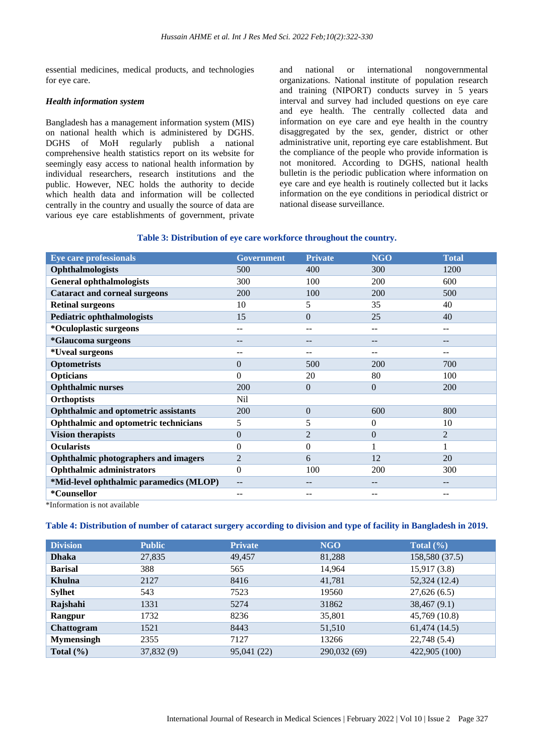essential medicines, medical products, and technologies for eye care.

### *Health information system*

Bangladesh has a management information system (MIS) on national health which is administered by DGHS. DGHS of MoH regularly publish a national comprehensive health statistics report on its website for seemingly easy access to national health information by individual researchers, research institutions and the public. However, NEC holds the authority to decide which health data and information will be collected centrally in the country and usually the source of data are various eye care establishments of government, private and national or international nongovernmental organizations. National institute of population research and training (NIPORT) conducts survey in 5 years interval and survey had included questions on eye care and eye health. The centrally collected data and information on eye care and eye health in the country disaggregated by the sex, gender, district or other administrative unit, reporting eye care establishment. But the compliance of the people who provide information is not monitored. According to DGHS, national health bulletin is the periodic publication where information on eye care and eye health is routinely collected but it lacks information on the eye conditions in periodical district or national disease surveillance.

**Table 3: Distribution of eye care workforce throughout the country.**

| Eye care professionals | Government | Private | NGO | Total |
|---|---|---|---|---|
| **Ophthalmologists** | 500 | 400 | 300 | 1200 |
| **General ophthalmologists** | 300 | 100 | 200 | 600 |
| **Cataract and corneal surgeons** | 200 | 100 | 200 | 500 |
| **Retinal surgeons** | 10 | 5 | 35 | 40 |
| **Pediatric ophthalmologists** | 15 | 0 | 25 | 40 |
| ***Oculoplastic surgeons** | -- | -- | -- | -- |
| ***Glaucoma surgeons** | -- | -- | -- | -- |
| ***Uveal surgeons** | -- | -- | -- | -- |
| **Optometrists** | 0 | 500 | 200 | 700 |
| **Opticians** | 0 | 20 | 80 | 100 |
| **Ophthalmic nurses** | 200 | 0 | 0 | 200 |
| **Orthoptists** | Nil | | | |
| **Ophthalmic and optometric assistants** | 200 | 0 | 600 | 800 |
| **Ophthalmic and optometric technicians** | 5 | 5 | 0 | 10 |
| **Vision therapists** | 0 | 2 | 0 | 2 |
| **Ocularists** | 0 | 0 | 1 | 1 |
| **Ophthalmic photographers and imagers** | 2 | 6 | 12 | 20 |
| **Ophthalmic administrators** | 0 | 100 | 200 | 300 |
| ***Mid-level ophthalmic paramedics (MLOP)** | -- | -- | -- | -- |
| ***Counsellor** | -- | -- | -- | -- |

*Information is not available

**Table 4: Distribution of number of cataract surgery according to division and type of facility in Bangladesh in 2019.**

| Division | Public | Private | NGO | Total (%) |
|---|---|---|---|---|
| **Dhaka** | 27,835 | 49,457 | 81,288 | 158,580 (37.5) |
| **Barisal** | 388 | 565 | 14,964 | 15,917 (3.8) |
| **Khulna** | 2127 | 8416 | 41,781 | 52,324 (12.4) |
| **Sylhet** | 543 | 7523 | 19560 | 27,626 (6.5) |
| **Rajshahi** | 1331 | 5274 | 31862 | 38,467 (9.1) |
| **Rangpur** | 1732 | 8236 | 35,801 | 45,769 (10.8) |
| **Chattogram** | 1521 | 8443 | 51,510 | 61,474 (14.5) |
| **Mymensingh** | 2355 | 7127 | 13266 | 22,748 (5.4) |
| **Total (%)** | 37,832 (9) | 95,041 (22) | 290,032 (69) | 422,905 (100) |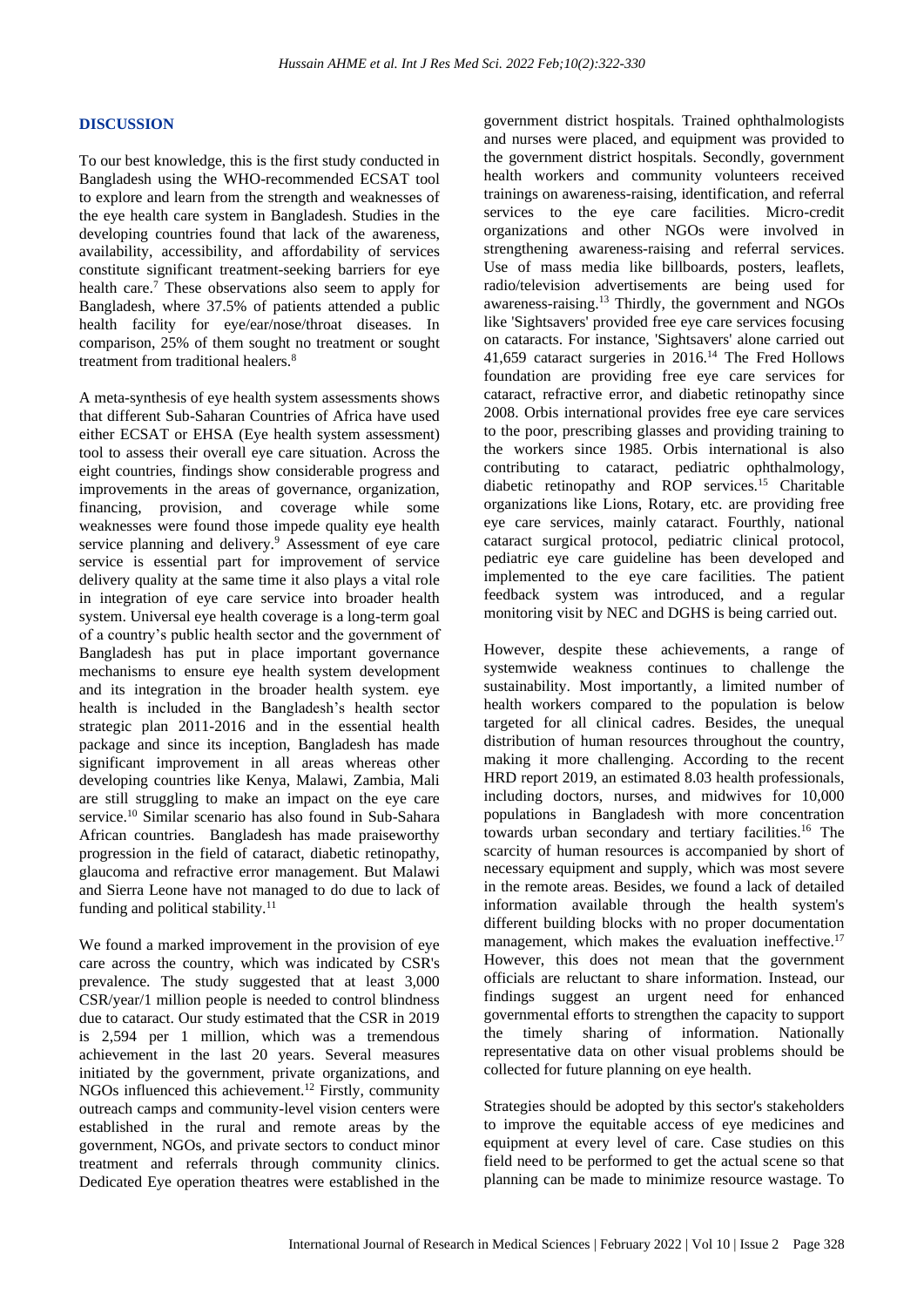## DISCUSSION

To our best knowledge, this is the first study conducted in Bangladesh using the WHO-recommended ECSAT tool to explore and learn from the strength and weaknesses of the eye health care system in Bangladesh. Studies in the developing countries found that lack of the awareness, availability, accessibility, and affordability of services constitute significant treatment-seeking barriers for eye health care.[7] These observations also seem to apply for Bangladesh, where 37.5% of patients attended a public health facility for eye/ear/nose/throat diseases. In comparison, 25% of them sought no treatment or sought treatment from traditional healers.[8]

A meta-synthesis of eye health system assessments shows that different Sub-Saharan Countries of Africa have used either ECSAT or EHSA (Eye health system assessment) tool to assess their overall eye care situation. Across the eight countries, findings show considerable progress and improvements in the areas of governance, organization, financing, provision, and coverage while some weaknesses were found those impede quality eye health service planning and delivery.[9] Assessment of eye care service is essential part for improvement of service delivery quality at the same time it also plays a vital role in integration of eye care service into broader health system. Universal eye health coverage is a long-term goal of a country's public health sector and the government of Bangladesh has put in place important governance mechanisms to ensure eye health system development and its integration in the broader health system. eye health is included in the Bangladesh's health sector strategic plan 2011-2016 and in the essential health package and since its inception, Bangladesh has made significant improvement in all areas whereas other developing countries like Kenya, Malawi, Zambia, Mali are still struggling to make an impact on the eye care service.[10] Similar scenario has also found in Sub-Sahara African countries. Bangladesh has made praiseworthy progression in the field of cataract, diabetic retinopathy, glaucoma and refractive error management. But Malawi and Sierra Leone have not managed to do due to lack of funding and political stability.[11]

We found a marked improvement in the provision of eye care across the country, which was indicated by CSR's prevalence. The study suggested that at least 3,000 CSR/year/1 million people is needed to control blindness due to cataract. Our study estimated that the CSR in 2019 is 2,594 per 1 million, which was a tremendous achievement in the last 20 years. Several measures initiated by the government, private organizations, and NGOs influenced this achievement.[12] Firstly, community outreach camps and community-level vision centers were established in the rural and remote areas by the government, NGOs, and private sectors to conduct minor treatment and referrals through community clinics. Dedicated Eye operation theatres were established in the government district hospitals. Trained ophthalmologists and nurses were placed, and equipment was provided to the government district hospitals. Secondly, government health workers and community volunteers received trainings on awareness-raising, identification, and referral services to the eye care facilities. Micro-credit organizations and other NGOs were involved in strengthening awareness-raising and referral services. Use of mass media like billboards, posters, leaflets, radio/television advertisements are being used for awareness-raising.[13] Thirdly, the government and NGOs like 'Sightsavers' provided free eye care services focusing on cataracts. For instance, 'Sightsavers' alone carried out 41,659 cataract surgeries in 2016.[14] The Fred Hollows foundation are providing free eye care services for cataract, refractive error, and diabetic retinopathy since 2008. Orbis international provides free eye care services to the poor, prescribing glasses and providing training to the workers since 1985. Orbis international is also contributing to cataract, pediatric ophthalmology, diabetic retinopathy and ROP services.[15] Charitable organizations like Lions, Rotary, etc. are providing free eye care services, mainly cataract. Fourthly, national cataract surgical protocol, pediatric clinical protocol, pediatric eye care guideline has been developed and implemented to the eye care facilities. The patient feedback system was introduced, and a regular monitoring visit by NEC and DGHS is being carried out.

However, despite these achievements, a range of systemwide weakness continues to challenge the sustainability. Most importantly, a limited number of health workers compared to the population is below targeted for all clinical cadres. Besides, the unequal distribution of human resources throughout the country, making it more challenging. According to the recent HRD report 2019, an estimated 8.03 health professionals, including doctors, nurses, and midwives for 10,000 populations in Bangladesh with more concentration towards urban secondary and tertiary facilities.[16] The scarcity of human resources is accompanied by short of necessary equipment and supply, which was most severe in the remote areas. Besides, we found a lack of detailed information available through the health system's different building blocks with no proper documentation management, which makes the evaluation ineffective.[17] However, this does not mean that the government officials are reluctant to share information. Instead, our findings suggest an urgent need for enhanced governmental efforts to strengthen the capacity to support the timely sharing of information. Nationally representative data on other visual problems should be collected for future planning on eye health.

Strategies should be adopted by this sector's stakeholders to improve the equitable access of eye medicines and equipment at every level of care. Case studies on this field need to be performed to get the actual scene so that planning can be made to minimize resource wastage. To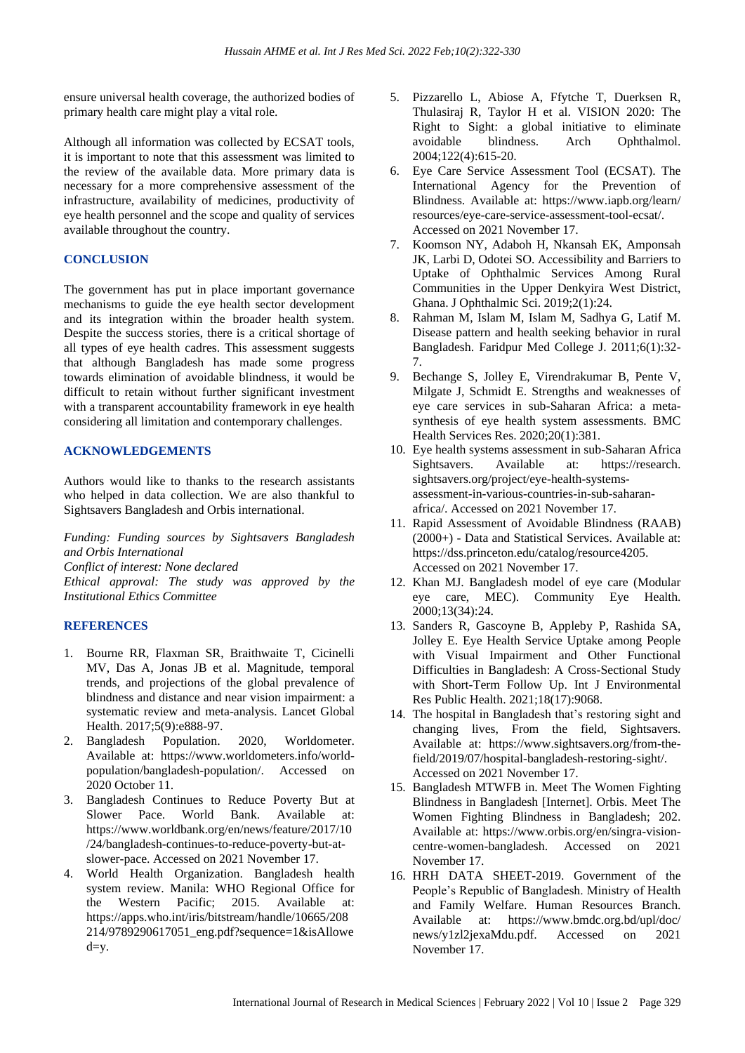ensure universal health coverage, the authorized bodies of primary health care might play a vital role.

Although all information was collected by ECSAT tools, it is important to note that this assessment was limited to the review of the available data. More primary data is necessary for a more comprehensive assessment of the infrastructure, availability of medicines, productivity of eye health personnel and the scope and quality of services available throughout the country.

## CONCLUSION

The government has put in place important governance mechanisms to guide the eye health sector development and its integration within the broader health system. Despite the success stories, there is a critical shortage of all types of eye health cadres. This assessment suggests that although Bangladesh has made some progress towards elimination of avoidable blindness, it would be difficult to retain without further significant investment with a transparent accountability framework in eye health considering all limitation and contemporary challenges.

## ACKNOWLEDGEMENTS

Authors would like to thanks to the research assistants who helped in data collection. We are also thankful to Sightsavers Bangladesh and Orbis international.

*Funding: Funding sources by Sightsavers Bangladesh and Orbis International*
*Conflict of interest: None declared*
*Ethical approval: The study was approved by the Institutional Ethics Committee*

## REFERENCES

1. Bourne RR, Flaxman SR, Braithwaite T, Cicinelli MV, Das A, Jonas JB et al. Magnitude, temporal trends, and projections of the global prevalence of blindness and distance and near vision impairment: a systematic review and meta-analysis. Lancet Global Health. 2017;5(9):e888-97.
2. Bangladesh Population. 2020, Worldometer. Available at: https://www.worldometers.info/world-population/bangladesh-population/. Accessed on 2020 October 11.
3. Bangladesh Continues to Reduce Poverty But at Slower Pace. World Bank. Available at: https://www.worldbank.org/en/news/feature/2017/10/24/bangladesh-continues-to-reduce-poverty-but-at-slower-pace. Accessed on 2021 November 17.
4. World Health Organization. Bangladesh health system review. Manila: WHO Regional Office for the Western Pacific; 2015. Available at: https://apps.who.int/iris/bitstream/handle/10665/208214/9789290617051_eng.pdf?sequence=1&isAllowed=y.
5. Pizzarello L, Abiose A, Ffytche T, Duerksen R, Thulasiraj R, Taylor H et al. VISION 2020: The Right to Sight: a global initiative to eliminate avoidable blindness. Arch Ophthalmol. 2004;122(4):615-20.
6. Eye Care Service Assessment Tool (ECSAT). The International Agency for the Prevention of Blindness. Available at: https://www.iapb.org/learn/resources/eye-care-service-assessment-tool-ecsat/. Accessed on 2021 November 17.
7. Koomson NY, Adaboh H, Nkansah EK, Amponsah JK, Larbi D, Odotei SO. Accessibility and Barriers to Uptake of Ophthalmic Services Among Rural Communities in the Upper Denkyira West District, Ghana. J Ophthalmic Sci. 2019;2(1):24.
8. Rahman M, Islam M, Islam M, Sadhya G, Latif M. Disease pattern and health seeking behavior in rural Bangladesh. Faridpur Med College J. 2011;6(1):32-7.
9. Bechange S, Jolley E, Virendrakumar B, Pente V, Milgate J, Schmidt E. Strengths and weaknesses of eye care services in sub-Saharan Africa: a meta-synthesis of eye health system assessments. BMC Health Services Res. 2020;20(1):381.
10. Eye health systems assessment in sub-Saharan Africa Sightsavers. Available at: https://research.sightsavers.org/project/eye-health-systems-assessment-in-various-countries-in-sub-saharan-africa/. Accessed on 2021 November 17.
11. Rapid Assessment of Avoidable Blindness (RAAB) (2000+) - Data and Statistical Services. Available at: https://dss.princeton.edu/catalog/resource4205. Accessed on 2021 November 17.
12. Khan MJ. Bangladesh model of eye care (Modular eye care, MEC). Community Eye Health. 2000;13(34):24.
13. Sanders R, Gascoyne B, Appleby P, Rashida SA, Jolley E. Eye Health Service Uptake among People with Visual Impairment and Other Functional Difficulties in Bangladesh: A Cross-Sectional Study with Short-Term Follow Up. Int J Environmental Res Public Health. 2021;18(17):9068.
14. The hospital in Bangladesh that's restoring sight and changing lives, From the field, Sightsavers. Available at: https://www.sightsavers.org/from-the-field/2019/07/hospital-bangladesh-restoring-sight/. Accessed on 2021 November 17.
15. Bangladesh MTWFB in. Meet The Women Fighting Blindness in Bangladesh [Internet]. Orbis. Meet The Women Fighting Blindness in Bangladesh; 202. Available at: https://www.orbis.org/en/singra-vision-centre-women-bangladesh. Accessed on 2021 November 17.
16. HRH DATA SHEET-2019. Government of the People's Republic of Bangladesh. Ministry of Health and Family Welfare. Human Resources Branch. Available at: https://www.bmdc.org.bd/upl/doc/news/y1zl2jexaMdu.pdf. Accessed on 2021 November 17.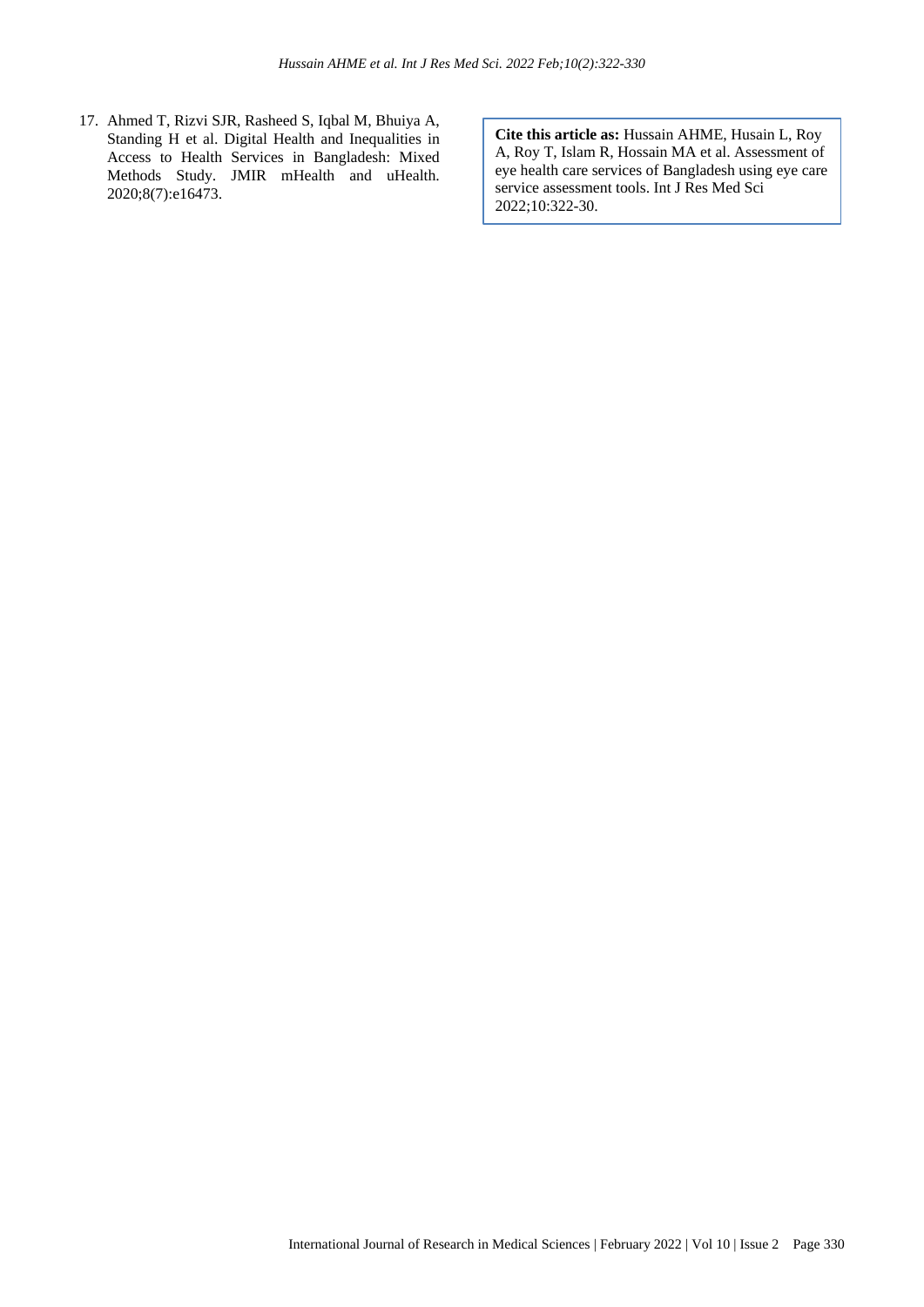17. Ahmed T, Rizvi SJR, Rasheed S, Iqbal M, Bhuiya A, Standing H et al. Digital Health and Inequalities in Access to Health Services in Bangladesh: Mixed Methods Study. JMIR mHealth and uHealth. 2020;8(7):e16473.

**Cite this article as:** Hussain AHME, Husain L, Roy A, Roy T, Islam R, Hossain MA et al. Assessment of eye health care services of Bangladesh using eye care service assessment tools. Int J Res Med Sci 2022;10:322-30.